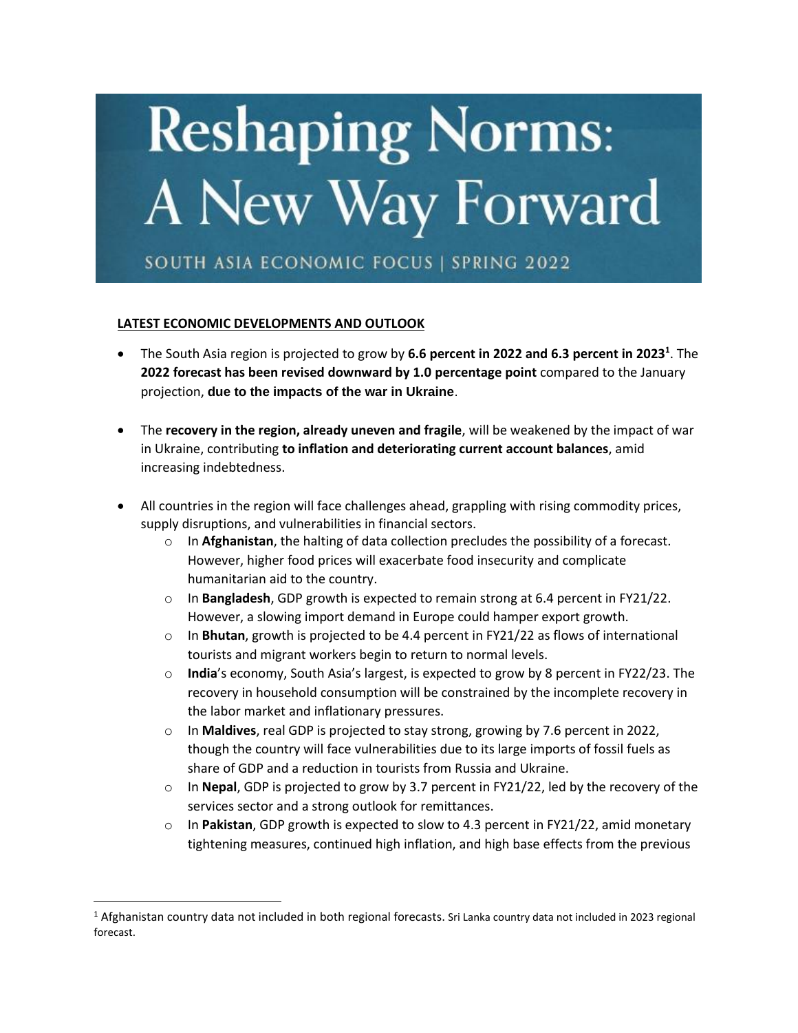# Reshaping Norms: A New Way Forward

SOUTH ASIA ECONOMIC FOCUS | SPRING 2022

## LATEST ECONOMIC DEVELOPMENTS AND OUTLOOK

- The South Asia region is projected to grow by **6.6 percent in 2022 and 6.3 percent in 2023**[1]. The **2022 forecast has been revised downward by 1.0 percentage point** compared to the January projection, **due to the impacts of the war in Ukraine**.

- The **recovery in the region, already uneven and fragile**, will be weakened by the impact of war in Ukraine, contributing **to inflation and deteriorating current account balances**, amid increasing indebtedness.

- All countries in the region will face challenges ahead, grappling with rising commodity prices, supply disruptions, and vulnerabilities in financial sectors.
    - In **Afghanistan**, the halting of data collection precludes the possibility of a forecast. However, higher food prices will exacerbate food insecurity and complicate humanitarian aid to the country.
    - In **Bangladesh**, GDP growth is expected to remain strong at 6.4 percent in FY21/22. However, a slowing import demand in Europe could hamper export growth.
    - In **Bhutan**, growth is projected to be 4.4 percent in FY21/22 as flows of international tourists and migrant workers begin to return to normal levels.
    - **India**'s economy, South Asia's largest, is expected to grow by 8 percent in FY22/23. The recovery in household consumption will be constrained by the incomplete recovery in the labor market and inflationary pressures.
    - In **Maldives**, real GDP is projected to stay strong, growing by 7.6 percent in 2022, though the country will face vulnerabilities due to its large imports of fossil fuels as share of GDP and a reduction in tourists from Russia and Ukraine.
    - In **Nepal**, GDP is projected to grow by 3.7 percent in FY21/22, led by the recovery of the services sector and a strong outlook for remittances.
    - In **Pakistan**, GDP growth is expected to slow to 4.3 percent in FY21/22, amid monetary tightening measures, continued high inflation, and high base effects from the previous

[1] Afghanistan country data not included in both regional forecasts. Sri Lanka country data not included in 2023 regional forecast.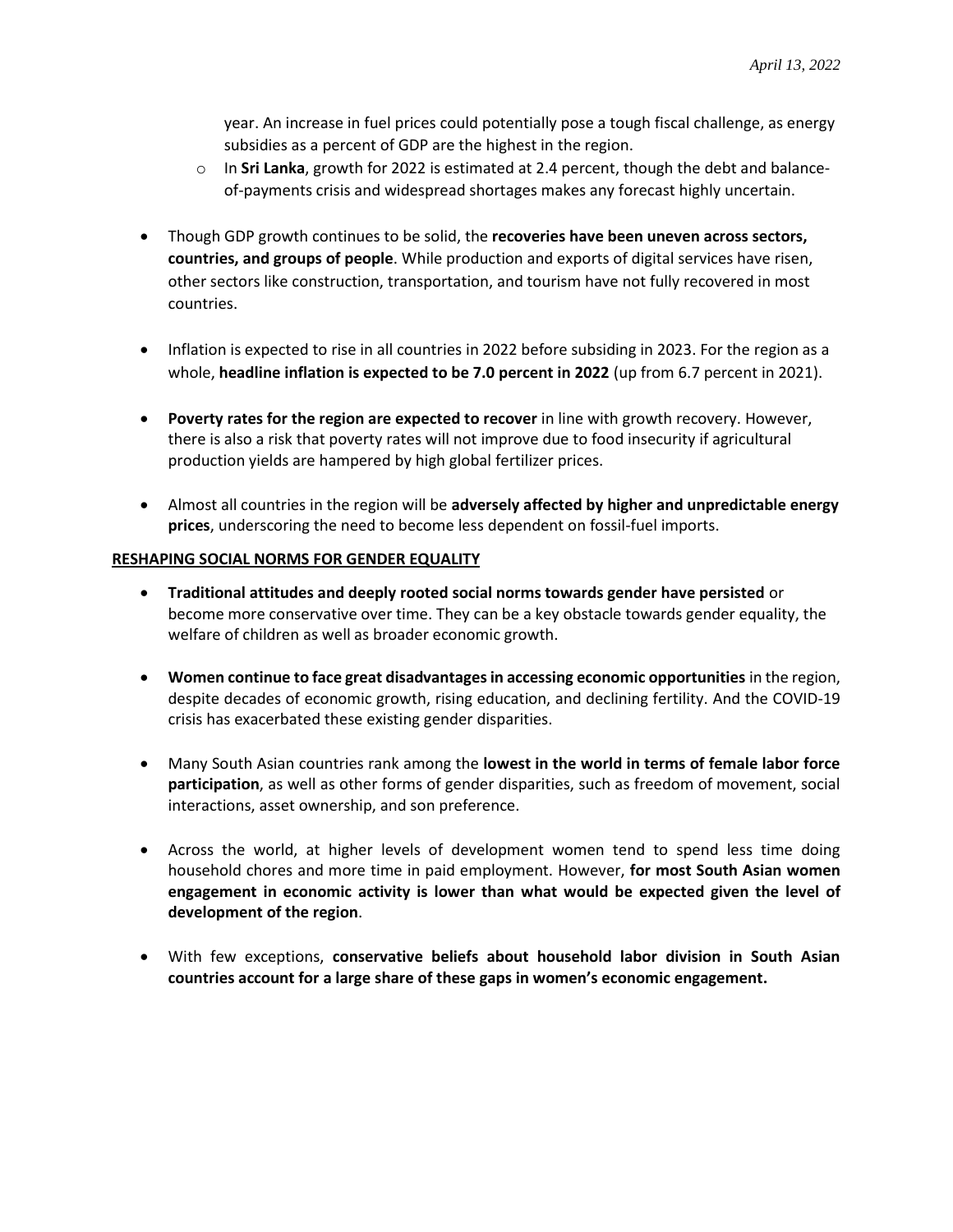year. An increase in fuel prices could potentially pose a tough fiscal challenge, as energy subsidies as a percent of GDP are the highest in the region.

  - In **Sri Lanka**, growth for 2022 is estimated at 2.4 percent, though the debt and balance-of-payments crisis and widespread shortages makes any forecast highly uncertain.

- Though GDP growth continues to be solid, the **recoveries have been uneven across sectors, countries, and groups of people**. While production and exports of digital services have risen, other sectors like construction, transportation, and tourism have not fully recovered in most countries.

- Inflation is expected to rise in all countries in 2022 before subsiding in 2023. For the region as a whole, **headline inflation is expected to be 7.0 percent in 2022** (up from 6.7 percent in 2021).

- **Poverty rates for the region are expected to recover** in line with growth recovery. However, there is also a risk that poverty rates will not improve due to food insecurity if agricultural production yields are hampered by high global fertilizer prices.

- Almost all countries in the region will be **adversely affected by higher and unpredictable energy prices**, underscoring the need to become less dependent on fossil-fuel imports.

## RESHAPING SOCIAL NORMS FOR GENDER EQUALITY

- **Traditional attitudes and deeply rooted social norms towards gender have persisted** or become more conservative over time. They can be a key obstacle towards gender equality, the welfare of children as well as broader economic growth.

- **Women continue to face great disadvantages in accessing economic opportunities** in the region, despite decades of economic growth, rising education, and declining fertility. And the COVID-19 crisis has exacerbated these existing gender disparities.

- Many South Asian countries rank among the **lowest in the world in terms of female labor force participation**, as well as other forms of gender disparities, such as freedom of movement, social interactions, asset ownership, and son preference.

- Across the world, at higher levels of development women tend to spend less time doing household chores and more time in paid employment. However, **for most South Asian women engagement in economic activity is lower than what would be expected given the level of development of the region**.

- With few exceptions, **conservative beliefs about household labor division in South Asian countries account for a large share of these gaps in women's economic engagement.**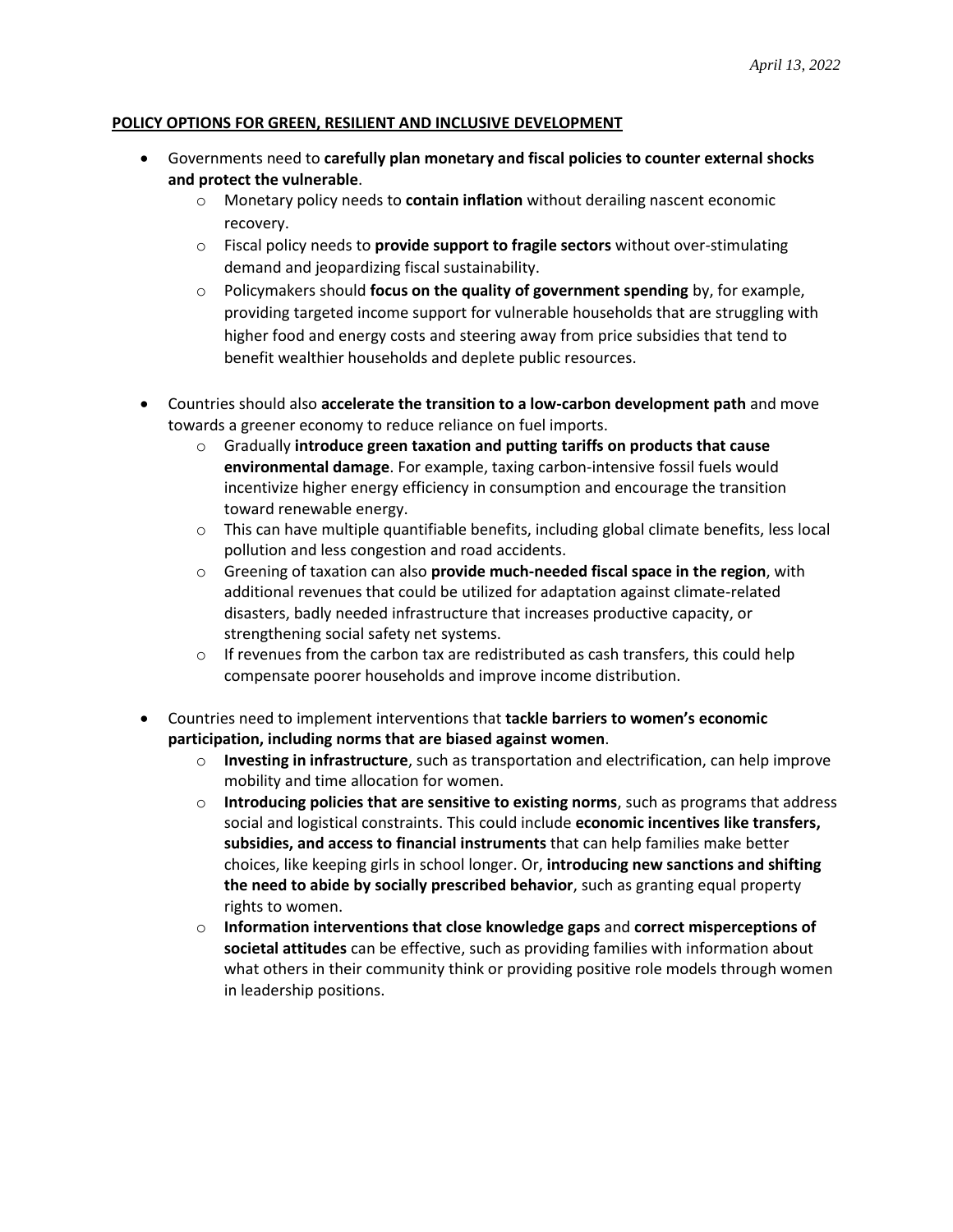*April 13, 2022*

**POLICY OPTIONS FOR GREEN, RESILIENT AND INCLUSIVE DEVELOPMENT**

- Governments need to **carefully plan monetary and fiscal policies to counter external shocks and protect the vulnerable**.
    - Monetary policy needs to **contain inflation** without derailing nascent economic recovery.
    - Fiscal policy needs to **provide support to fragile sectors** without over-stimulating demand and jeopardizing fiscal sustainability.
    - Policymakers should **focus on the quality of government spending** by, for example, providing targeted income support for vulnerable households that are struggling with higher food and energy costs and steering away from price subsidies that tend to benefit wealthier households and deplete public resources.

- Countries should also **accelerate the transition to a low-carbon development path** and move towards a greener economy to reduce reliance on fuel imports.
    - Gradually **introduce green taxation and putting tariffs on products that cause environmental damage**. For example, taxing carbon-intensive fossil fuels would incentivize higher energy efficiency in consumption and encourage the transition toward renewable energy.
    - This can have multiple quantifiable benefits, including global climate benefits, less local pollution and less congestion and road accidents.
    - Greening of taxation can also **provide much-needed fiscal space in the region**, with additional revenues that could be utilized for adaptation against climate-related disasters, badly needed infrastructure that increases productive capacity, or strengthening social safety net systems.
    - If revenues from the carbon tax are redistributed as cash transfers, this could help compensate poorer households and improve income distribution.

- Countries need to implement interventions that **tackle barriers to women's economic participation, including norms that are biased against women**.
    - **Investing in infrastructure**, such as transportation and electrification, can help improve mobility and time allocation for women.
    - **Introducing policies that are sensitive to existing norms**, such as programs that address social and logistical constraints. This could include **economic incentives like transfers, subsidies, and access to financial instruments** that can help families make better choices, like keeping girls in school longer. Or, **introducing new sanctions and shifting the need to abide by socially prescribed behavior**, such as granting equal property rights to women.
    - **Information interventions that close knowledge gaps** and **correct misperceptions of societal attitudes** can be effective, such as providing families with information about what others in their community think or providing positive role models through women in leadership positions.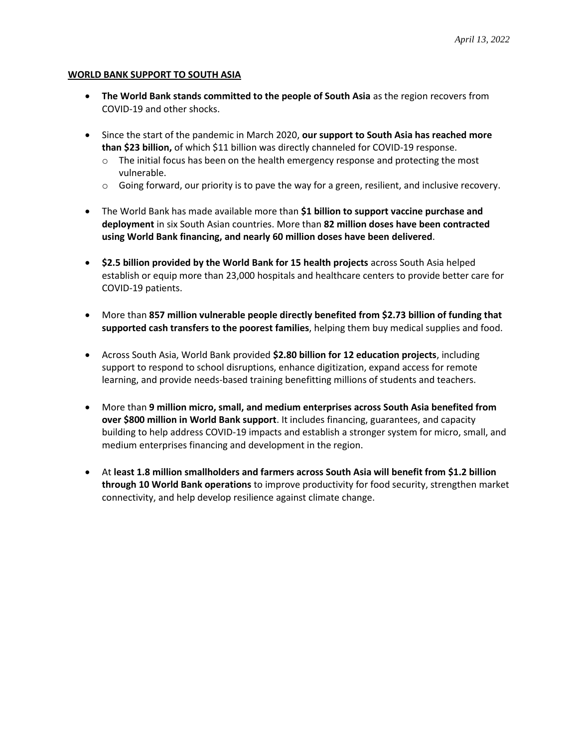*April 13, 2022*

**WORLD BANK SUPPORT TO SOUTH ASIA**

- **The World Bank stands committed to the people of South Asia** as the region recovers from COVID-19 and other shocks.
- Since the start of the pandemic in March 2020, **our support to South Asia has reached more than $23 billion,** of which $11 billion was directly channeled for COVID-19 response.
  - The initial focus has been on the health emergency response and protecting the most vulnerable.
  - Going forward, our priority is to pave the way for a green, resilient, and inclusive recovery.
- The World Bank has made available more than **$1 billion to support vaccine purchase and deployment** in six South Asian countries. More than **82 million doses have been contracted using World Bank financing, and nearly 60 million doses have been delivered**.
- **$2.5 billion provided by the World Bank for 15 health projects** across South Asia helped establish or equip more than 23,000 hospitals and healthcare centers to provide better care for COVID-19 patients.
- More than **857 million vulnerable people directly benefited from $2.73 billion of funding that supported cash transfers to the poorest families**, helping them buy medical supplies and food.
- Across South Asia, World Bank provided **$2.80 billion for 12 education projects**, including support to respond to school disruptions, enhance digitization, expand access for remote learning, and provide needs-based training benefitting millions of students and teachers.
- More than **9 million micro, small, and medium enterprises across South Asia benefited from over $800 million in World Bank support**. It includes financing, guarantees, and capacity building to help address COVID-19 impacts and establish a stronger system for micro, small, and medium enterprises financing and development in the region.
- At **least 1.8 million smallholders and farmers across South Asia will benefit from $1.2 billion through 10 World Bank operations** to improve productivity for food security, strengthen market connectivity, and help develop resilience against climate change.